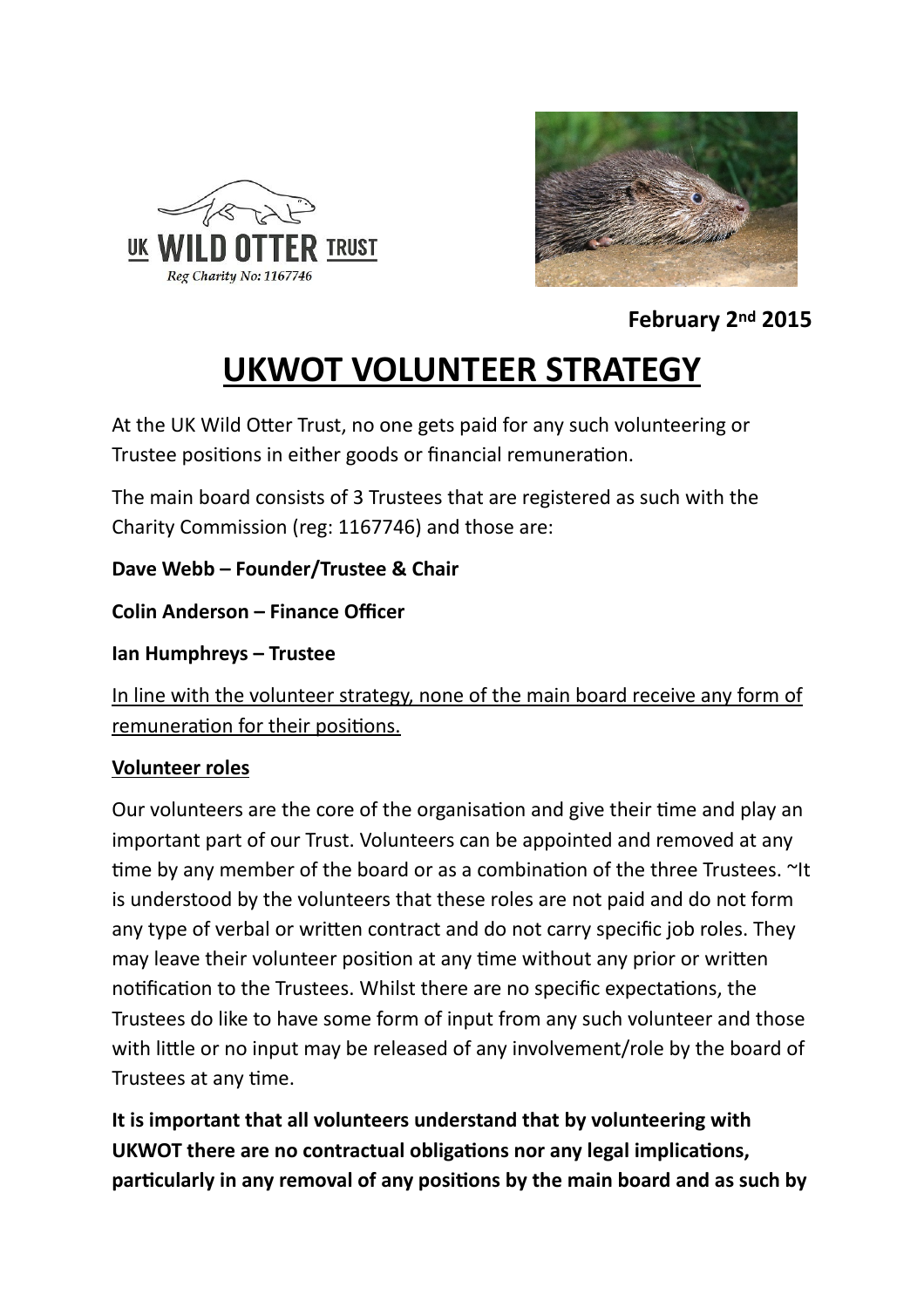UK WILD OTTER TRUST

Reg Charity No: 1167746

**February 2nd 2015**

# UKWOT VOLUNTEER STRATEGY

At the UK Wild Otter Trust, no one gets paid for any such volunteering or Trustee positions in either goods or financial remuneration.

The main board consists of 3 Trustees that are registered as such with the Charity Commission (reg: 1167746) and those are:

**Dave Webb – Founder/Trustee & Chair**

**Colin Anderson – Finance Officer**

**Ian Humphreys – Trustee**

<u>In line with the volunteer strategy, none of the main board receive any form of remuneration for their positions.</u>

**<u>Volunteer roles</u>**

Our volunteers are the core of the organisation and give their time and play an important part of our Trust. Volunteers can be appointed and removed at any time by any member of the board or as a combination of the three Trustees. ~It is understood by the volunteers that these roles are not paid and do not form any type of verbal or written contract and do not carry specific job roles. They may leave their volunteer position at any time without any prior or written notification to the Trustees. Whilst there are no specific expectations, the Trustees do like to have some form of input from any such volunteer and those with little or no input may be released of any involvement/role by the board of Trustees at any time.

**It is important that all volunteers understand that by volunteering with UKWOT there are no contractual obligations nor any legal implications, particularly in any removal of any positions by the main board and as such by**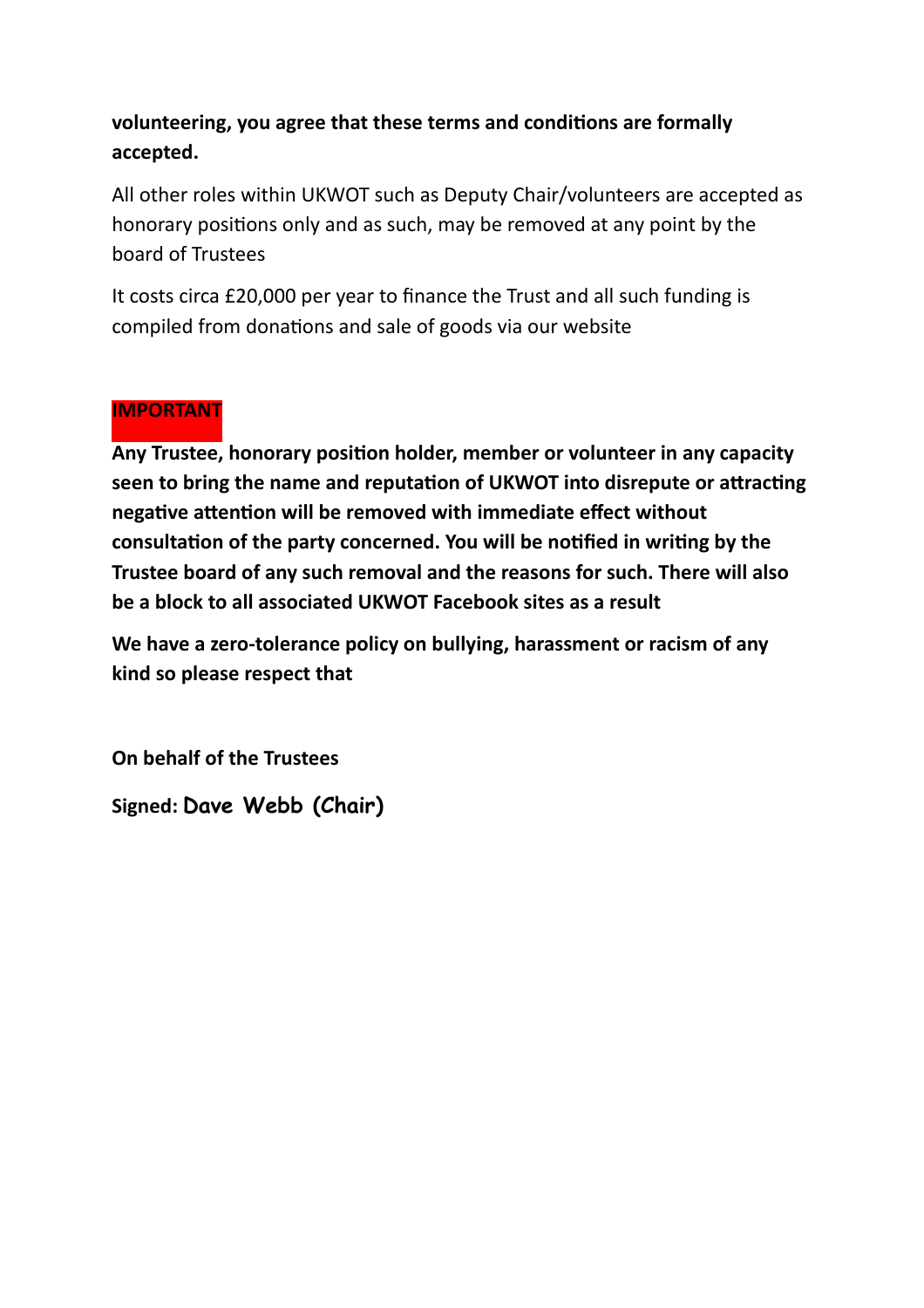**volunteering, you agree that these terms and conditions are formally accepted.**

All other roles within UKWOT such as Deputy Chair/volunteers are accepted as honorary positions only and as such, may be removed at any point by the board of Trustees

It costs circa £20,000 per year to finance the Trust and all such funding is compiled from donations and sale of goods via our website

**IMPORTANT**

**Any Trustee, honorary position holder, member or volunteer in any capacity seen to bring the name and reputation of UKWOT into disrepute or attracting negative attention will be removed with immediate effect without consultation of the party concerned. You will be notified in writing by the Trustee board of any such removal and the reasons for such. There will also be a block to all associated UKWOT Facebook sites as a result**

**We have a zero-tolerance policy on bullying, harassment or racism of any kind so please respect that**

**On behalf of the Trustees**

**Signed: Dave Webb (Chair)**